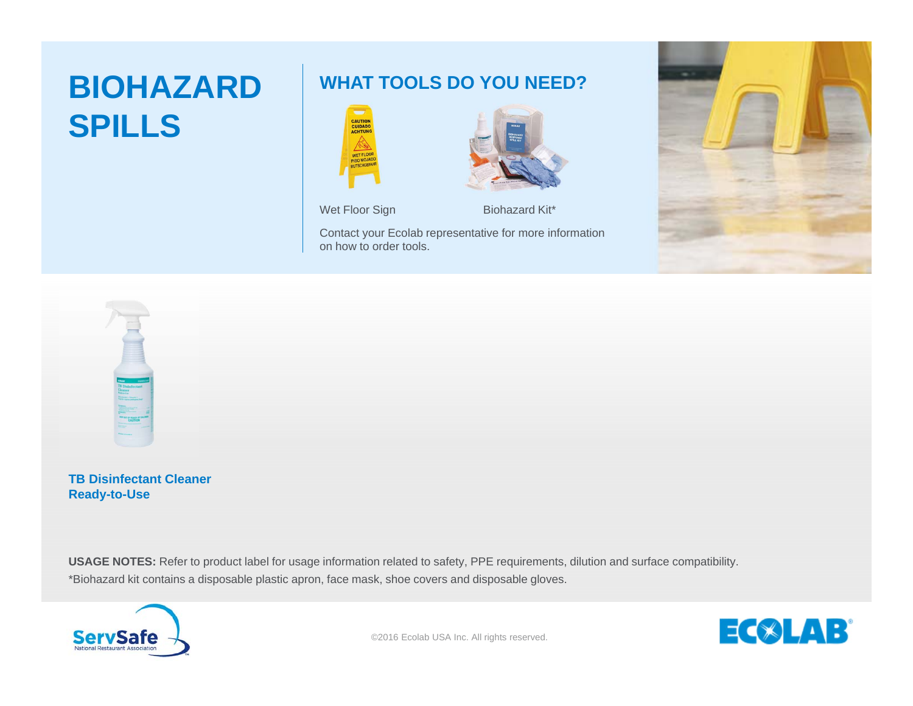# BIOHAZARD SPILLS

## WHAT TOOLS DO YOU NEED?

Wet Floor Sign

Biohazard Kit*

Contact your Ecolab representative for more information on how to order tools.

**TB Disinfectant Cleaner Ready-to-Use**

**USAGE NOTES:** Refer to product label for usage information related to safety, PPE requirements, dilution and surface compatibility.

*Biohazard kit contains a disposable plastic apron, face mask, shoe covers and disposable gloves.

©2016 Ecolab USA Inc. All rights reserved.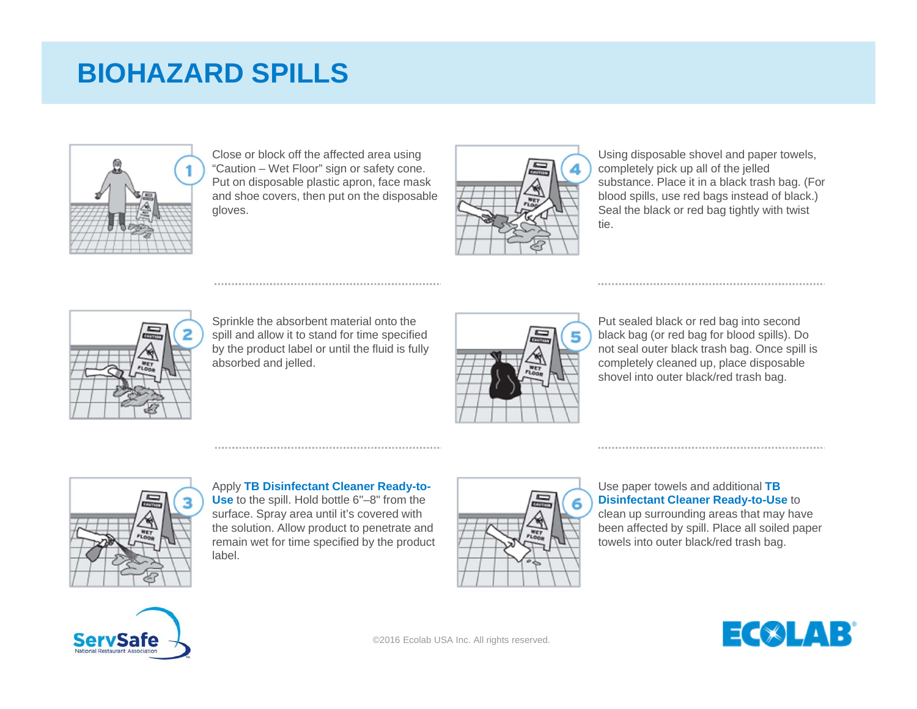# BIOHAZARD SPILLS

1. Close or block off the affected area using "Caution – Wet Floor" sign or safety cone. Put on disposable plastic apron, face mask and shoe covers, then put on the disposable gloves.

2. Sprinkle the absorbent material onto the spill and allow it to stand for time specified by the product label or until the fluid is fully absorbed and jelled.

3. Apply **TB Disinfectant Cleaner Ready-to-Use** to the spill. Hold bottle 6"–8" from the surface. Spray area until it's covered with the solution. Allow product to penetrate and remain wet for time specified by the product label.

4. Using disposable shovel and paper towels, completely pick up all of the jelled substance. Place it in a black trash bag. (For blood spills, use red bags instead of black.) Seal the black or red bag tightly with twist tie.

5. Put sealed black or red bag into second black bag (or red bag for blood spills). Do not seal outer black trash bag. Once spill is completely cleaned up, place disposable shovel into outer black/red trash bag.

6. Use paper towels and additional **TB Disinfectant Cleaner Ready-to-Use** to clean up surrounding areas that may have been affected by spill. Place all soiled paper towels into outer black/red trash bag.

ServSafe National Restaurant Association

©2016 Ecolab USA Inc. All rights reserved.

ECOLAB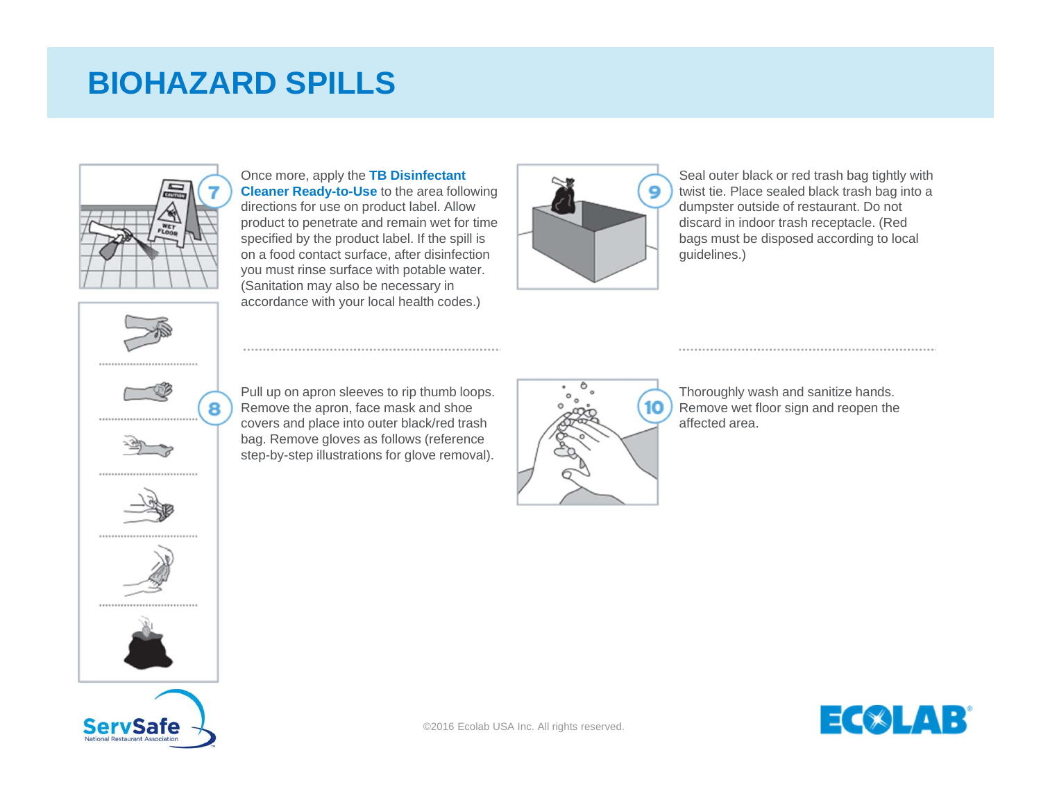# BIOHAZARD SPILLS

7. Once more, apply the **TB Disinfectant Cleaner Ready-to-Use** to the area following directions for use on product label. Allow product to penetrate and remain wet for time specified by the product label. If the spill is on a food contact surface, after disinfection you must rinse surface with potable water. (Sanitation may also be necessary in accordance with your local health codes.)

8. Pull up on apron sleeves to rip thumb loops. Remove the apron, face mask and shoe covers and place into outer black/red trash bag. Remove gloves as follows (reference step-by-step illustrations for glove removal).

9. Seal outer black or red trash bag tightly with twist tie. Place sealed black trash bag into a dumpster outside of restaurant. Do not discard in indoor trash receptacle. (Red bags must be disposed according to local guidelines.)

10. Thoroughly wash and sanitize hands. Remove wet floor sign and reopen the affected area.

©2016 Ecolab USA Inc. All rights reserved.